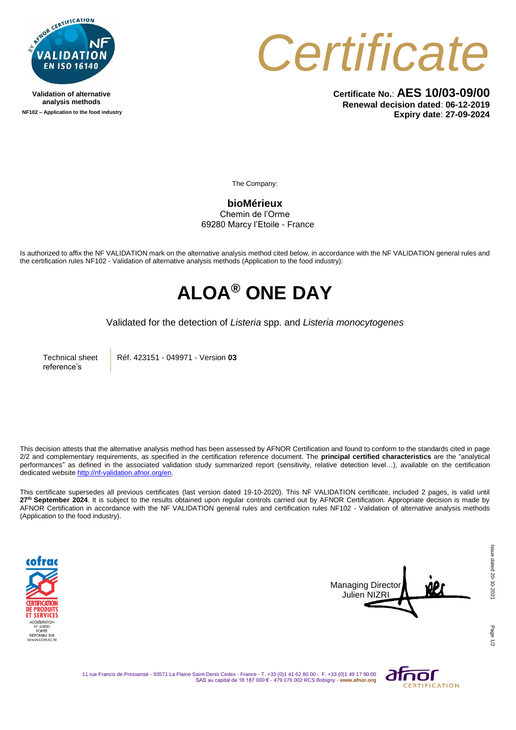NF VALIDATION EN ISO 16140

**Validation of alternative analysis methods**
**NF102 – Application to the food industry**

# *Certificate*

**Certificate No.**: **AES 10/03-09/00**
**Renewal decision dated**: **06-12-2019**
**Expiry date**: **27-09-2024**

The Company:

**bioMérieux**
Chemin de l'Orme
69280 Marcy l'Etoile - France

Is authorized to affix the NF VALIDATION mark on the alternative analysis method cited below, in accordance with the NF VALIDATION general rules and the certification rules NF102 - Validation of alternative analysis methods (Application to the food industry):

# ALOA® ONE DAY

Validated for the detection of *Listeria* spp. and *Listeria monocytogenes*

| Technical sheet reference's | Réf. 423151 - 049971 - Version **03** |
|---|---|

This decision attests that the alternative analysis method has been assessed by AFNOR Certification and found to conform to the standards cited in page 2/2 and complementary requirements, as specified in the certification reference document. The **principal certified characteristics** are the "analytical performances" as defined in the associated validation study summarized report (sensitivity, relative detection level…), available on the certification dedicated website http://nf-validation.afnor.org/en.

This certificate supersedes all previous certificates (last version dated 19-10-2020). This NF VALIDATION certificate, included 2 pages, is valid until **27th September 2024**. It is subject to the results obtained upon regular controls carried out by AFNOR Certification. Appropriate decision is made by AFNOR Certification in accordance with the NF VALIDATION general rules and certification rules NF102 - Validation of alternative analysis methods (Application to the food industry).

COFRAC CERTIFICATION DE PRODUITS ET SERVICES ACCRÉDITATION N° 5-0030 PORTÉE DISPONIBLE SUR WWW.COFRAC.FR

Managing Director
Julien NIZRI

Issue dated 20-10-2021

11 rue Francis de Pressensé - 93571 La Plaine Saint-Denis Cedex - France - T. +33 (0)1 41 62 80 00 - F. +33 (0)1 49 17 90 00
SAS au capital de 18 187 000 € - 479 076 002 RCS Bobigny - www.afnor.org

afnor CERTIFICATION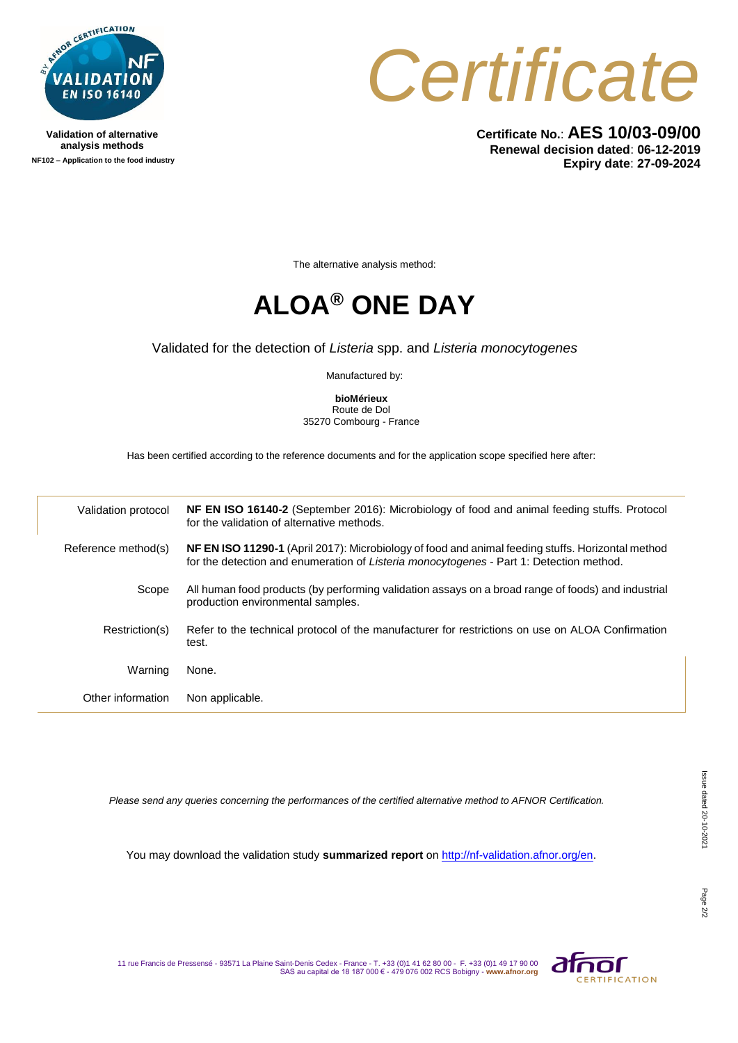Validation of alternative analysis methods

NF102 – Application to the food industry

# Certificate

**Certificate No.**: **AES 10/03-09/00**
**Renewal decision dated**: **06-12-2019**
**Expiry date**: **27-09-2024**

The alternative analysis method:

# ALOA® ONE DAY

Validated for the detection of *Listeria* spp. and *Listeria monocytogenes*

Manufactured by:

**bioMérieux**
Route de Dol
35270 Combourg - France

Has been certified according to the reference documents and for the application scope specified here after:

| | |
|---|---|
| Validation protocol | **NF EN ISO 16140-2** (September 2016): Microbiology of food and animal feeding stuffs. Protocol for the validation of alternative methods. |
| Reference method(s) | **NF EN ISO 11290-1** (April 2017): Microbiology of food and animal feeding stuffs. Horizontal method for the detection and enumeration of *Listeria monocytogenes* - Part 1: Detection method. |
| Scope | All human food products (by performing validation assays on a broad range of foods) and industrial production environmental samples. |
| Restriction(s) | Refer to the technical protocol of the manufacturer for restrictions on use on ALOA Confirmation test. |
| Warning | None. |
| Other information | Non applicable. |

*Please send any queries concerning the performances of the certified alternative method to AFNOR Certification.*

You may download the validation study **summarized report** on http://nf-validation.afnor.org/en.

Issue dated 20-10-2021

11 rue Francis de Pressensé - 93571 La Plaine Saint-Denis Cedex - France - T. +33 (0)1 41 62 80 00 - F. +33 (0)1 49 17 90 00
SAS au capital de 18 187 000 € - 479 076 002 RCS Bobigny - **www.afnor.org**